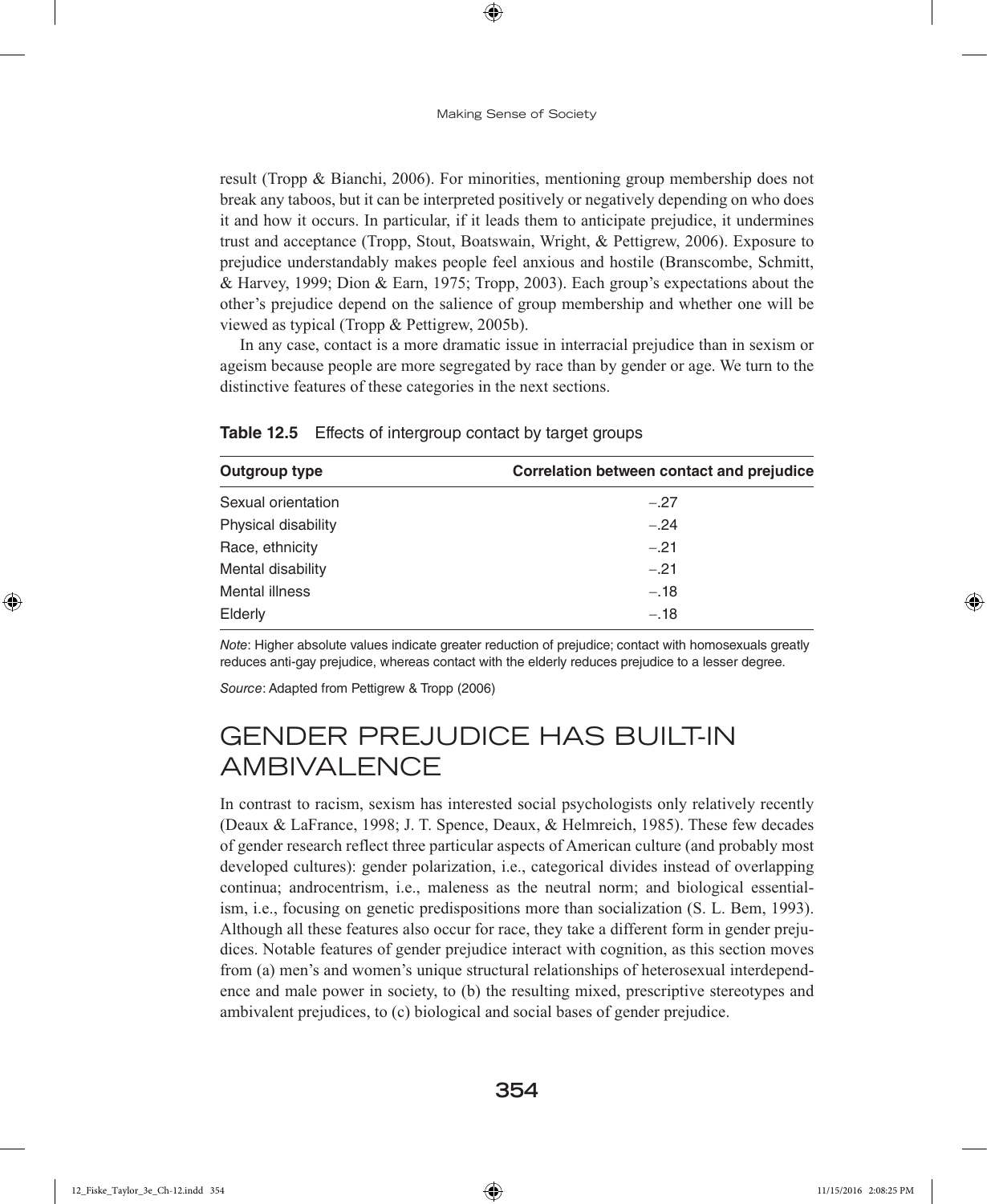result (Tropp & Bianchi, 2006). For minorities, mentioning group membership does not break any taboos, but it can be interpreted positively or negatively depending on who does it and how it occurs. In particular, if it leads them to anticipate prejudice, it undermines trust and acceptance (Tropp, Stout, Boatswain, Wright, & Pettigrew, 2006). Exposure to prejudice understandably makes people feel anxious and hostile (Branscombe, Schmitt, & Harvey, 1999; Dion & Earn, 1975; Tropp, 2003). Each group's expectations about the other's prejudice depend on the salience of group membership and whether one will be viewed as typical (Tropp & Pettigrew, 2005b).

In any case, contact is a more dramatic issue in interracial prejudice than in sexism or ageism because people are more segregated by race than by gender or age. We turn to the distinctive features of these categories in the next sections.

**Table 12.5** Effects of intergroup contact by target groups

| Outgroup type | Correlation between contact and prejudice |
|---|---|
| Sexual orientation | −.27 |
| Physical disability | −.24 |
| Race, ethnicity | −.21 |
| Mental disability | −.21 |
| Mental illness | −.18 |
| Elderly | −.18 |

*Note*: Higher absolute values indicate greater reduction of prejudice; contact with homosexuals greatly reduces anti-gay prejudice, whereas contact with the elderly reduces prejudice to a lesser degree.

*Source*: Adapted from Pettigrew & Tropp (2006)

## GENDER PREJUDICE HAS BUILT-IN AMBIVALENCE

In contrast to racism, sexism has interested social psychologists only relatively recently (Deaux & LaFrance, 1998; J. T. Spence, Deaux, & Helmreich, 1985). These few decades of gender research reflect three particular aspects of American culture (and probably most developed cultures): gender polarization, i.e., categorical divides instead of overlapping continua; androcentrism, i.e., maleness as the neutral norm; and biological essentialism, i.e., focusing on genetic predispositions more than socialization (S. L. Bem, 1993). Although all these features also occur for race, they take a different form in gender prejudices. Notable features of gender prejudice interact with cognition, as this section moves from (a) men's and women's unique structural relationships of heterosexual interdependence and male power in society, to (b) the resulting mixed, prescriptive stereotypes and ambivalent prejudices, to (c) biological and social bases of gender prejudice.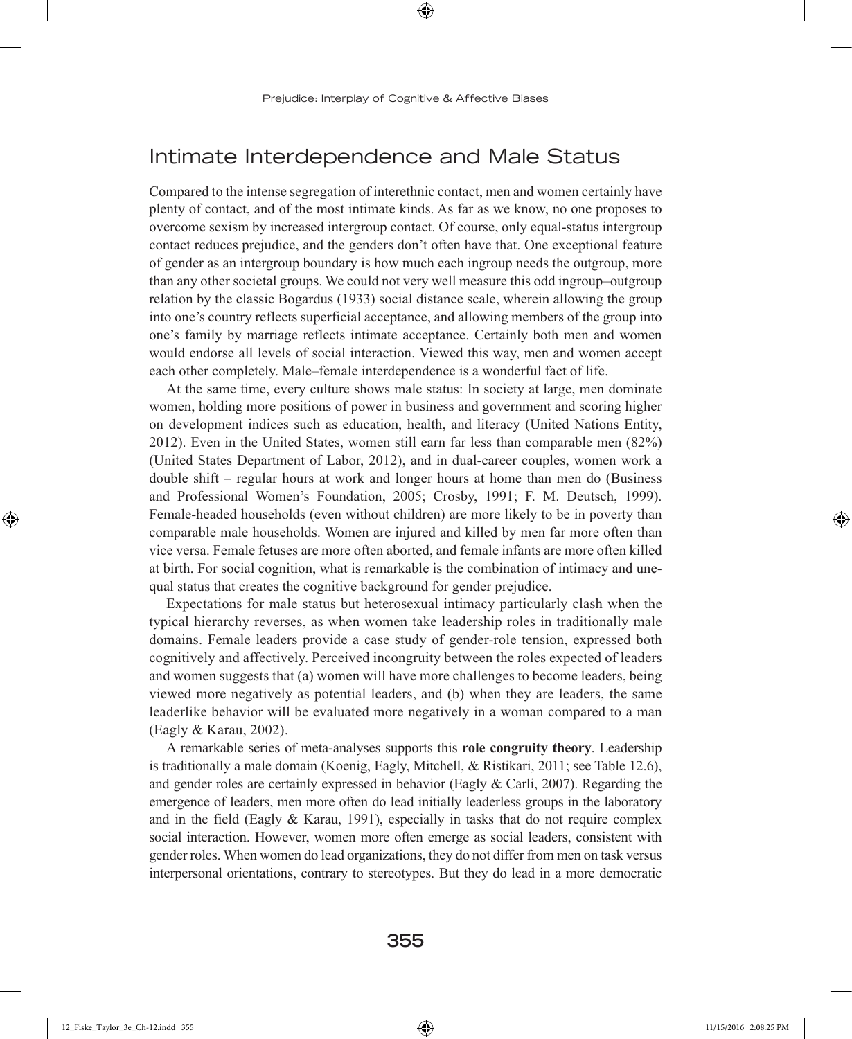## Intimate Interdependence and Male Status

Compared to the intense segregation of interethnic contact, men and women certainly have plenty of contact, and of the most intimate kinds. As far as we know, no one proposes to overcome sexism by increased intergroup contact. Of course, only equal-status intergroup contact reduces prejudice, and the genders don't often have that. One exceptional feature of gender as an intergroup boundary is how much each ingroup needs the outgroup, more than any other societal groups. We could not very well measure this odd ingroup–outgroup relation by the classic Bogardus (1933) social distance scale, wherein allowing the group into one's country reflects superficial acceptance, and allowing members of the group into one's family by marriage reflects intimate acceptance. Certainly both men and women would endorse all levels of social interaction. Viewed this way, men and women accept each other completely. Male–female interdependence is a wonderful fact of life.

At the same time, every culture shows male status: In society at large, men dominate women, holding more positions of power in business and government and scoring higher on development indices such as education, health, and literacy (United Nations Entity, 2012). Even in the United States, women still earn far less than comparable men (82%) (United States Department of Labor, 2012), and in dual-career couples, women work a double shift – regular hours at work and longer hours at home than men do (Business and Professional Women's Foundation, 2005; Crosby, 1991; F. M. Deutsch, 1999). Female-headed households (even without children) are more likely to be in poverty than comparable male households. Women are injured and killed by men far more often than vice versa. Female fetuses are more often aborted, and female infants are more often killed at birth. For social cognition, what is remarkable is the combination of intimacy and unequal status that creates the cognitive background for gender prejudice.

Expectations for male status but heterosexual intimacy particularly clash when the typical hierarchy reverses, as when women take leadership roles in traditionally male domains. Female leaders provide a case study of gender-role tension, expressed both cognitively and affectively. Perceived incongruity between the roles expected of leaders and women suggests that (a) women will have more challenges to become leaders, being viewed more negatively as potential leaders, and (b) when they are leaders, the same leaderlike behavior will be evaluated more negatively in a woman compared to a man (Eagly & Karau, 2002).

A remarkable series of meta-analyses supports this **role congruity theory**. Leadership is traditionally a male domain (Koenig, Eagly, Mitchell, & Ristikari, 2011; see Table 12.6), and gender roles are certainly expressed in behavior (Eagly & Carli, 2007). Regarding the emergence of leaders, men more often do lead initially leaderless groups in the laboratory and in the field (Eagly & Karau, 1991), especially in tasks that do not require complex social interaction. However, women more often emerge as social leaders, consistent with gender roles. When women do lead organizations, they do not differ from men on task versus interpersonal orientations, contrary to stereotypes. But they do lead in a more democratic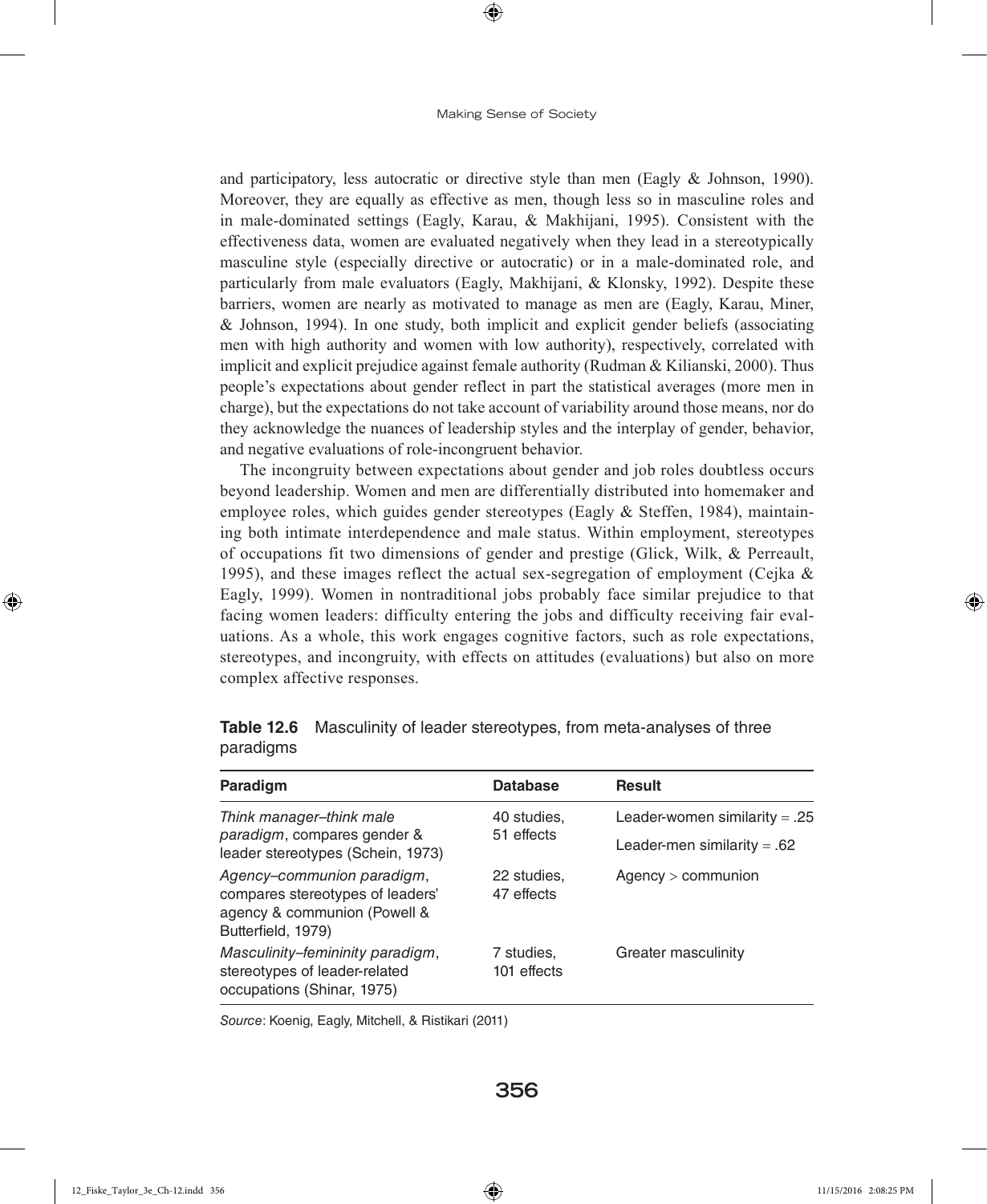and participatory, less autocratic or directive style than men (Eagly & Johnson, 1990). Moreover, they are equally as effective as men, though less so in masculine roles and in male-dominated settings (Eagly, Karau, & Makhijani, 1995). Consistent with the effectiveness data, women are evaluated negatively when they lead in a stereotypically masculine style (especially directive or autocratic) or in a male-dominated role, and particularly from male evaluators (Eagly, Makhijani, & Klonsky, 1992). Despite these barriers, women are nearly as motivated to manage as men are (Eagly, Karau, Miner, & Johnson, 1994). In one study, both implicit and explicit gender beliefs (associating men with high authority and women with low authority), respectively, correlated with implicit and explicit prejudice against female authority (Rudman & Kilianski, 2000). Thus people's expectations about gender reflect in part the statistical averages (more men in charge), but the expectations do not take account of variability around those means, nor do they acknowledge the nuances of leadership styles and the interplay of gender, behavior, and negative evaluations of role-incongruent behavior.

The incongruity between expectations about gender and job roles doubtless occurs beyond leadership. Women and men are differentially distributed into homemaker and employee roles, which guides gender stereotypes (Eagly & Steffen, 1984), maintaining both intimate interdependence and male status. Within employment, stereotypes of occupations fit two dimensions of gender and prestige (Glick, Wilk, & Perreault, 1995), and these images reflect the actual sex-segregation of employment (Cejka & Eagly, 1999). Women in nontraditional jobs probably face similar prejudice to that facing women leaders: difficulty entering the jobs and difficulty receiving fair evaluations. As a whole, this work engages cognitive factors, such as role expectations, stereotypes, and incongruity, with effects on attitudes (evaluations) but also on more complex affective responses.

**Table 12.6** Masculinity of leader stereotypes, from meta-analyses of three paradigms

| Paradigm | Database | Result |
|---|---|---|
| *Think manager–think male paradigm*, compares gender & leader stereotypes (Schein, 1973) | 40 studies, 51 effects | Leader-women similarity = .25<br>Leader-men similarity = .62 |
| *Agency–communion paradigm*, compares stereotypes of leaders' agency & communion (Powell & Butterfield, 1979) | 22 studies, 47 effects | Agency > communion |
| *Masculinity–femininity paradigm*, stereotypes of leader-related occupations (Shinar, 1975) | 7 studies, 101 effects | Greater masculinity |

*Source*: Koenig, Eagly, Mitchell, & Ristikari (2011)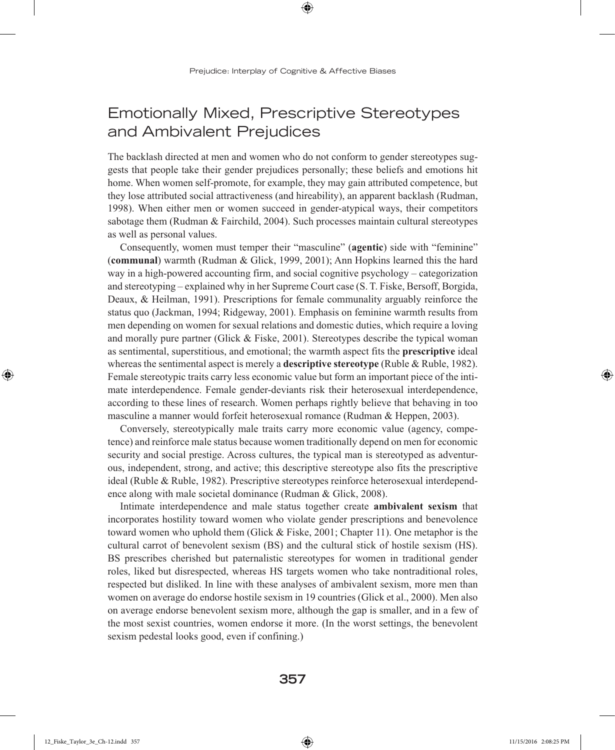## Emotionally Mixed, Prescriptive Stereotypes and Ambivalent Prejudices

The backlash directed at men and women who do not conform to gender stereotypes suggests that people take their gender prejudices personally; these beliefs and emotions hit home. When women self-promote, for example, they may gain attributed competence, but they lose attributed social attractiveness (and hireability), an apparent backlash (Rudman, 1998). When either men or women succeed in gender-atypical ways, their competitors sabotage them (Rudman & Fairchild, 2004). Such processes maintain cultural stereotypes as well as personal values.

Consequently, women must temper their "masculine" (**agentic**) side with "feminine" (**communal**) warmth (Rudman & Glick, 1999, 2001); Ann Hopkins learned this the hard way in a high-powered accounting firm, and social cognitive psychology – categorization and stereotyping – explained why in her Supreme Court case (S. T. Fiske, Bersoff, Borgida, Deaux, & Heilman, 1991). Prescriptions for female communality arguably reinforce the status quo (Jackman, 1994; Ridgeway, 2001). Emphasis on feminine warmth results from men depending on women for sexual relations and domestic duties, which require a loving and morally pure partner (Glick & Fiske, 2001). Stereotypes describe the typical woman as sentimental, superstitious, and emotional; the warmth aspect fits the **prescriptive** ideal whereas the sentimental aspect is merely a **descriptive stereotype** (Ruble & Ruble, 1982). Female stereotypic traits carry less economic value but form an important piece of the intimate interdependence. Female gender-deviants risk their heterosexual interdependence, according to these lines of research. Women perhaps rightly believe that behaving in too masculine a manner would forfeit heterosexual romance (Rudman & Heppen, 2003).

Conversely, stereotypically male traits carry more economic value (agency, competence) and reinforce male status because women traditionally depend on men for economic security and social prestige. Across cultures, the typical man is stereotyped as adventurous, independent, strong, and active; this descriptive stereotype also fits the prescriptive ideal (Ruble & Ruble, 1982). Prescriptive stereotypes reinforce heterosexual interdependence along with male societal dominance (Rudman & Glick, 2008).

Intimate interdependence and male status together create **ambivalent sexism** that incorporates hostility toward women who violate gender prescriptions and benevolence toward women who uphold them (Glick & Fiske, 2001; Chapter 11). One metaphor is the cultural carrot of benevolent sexism (BS) and the cultural stick of hostile sexism (HS). BS prescribes cherished but paternalistic stereotypes for women in traditional gender roles, liked but disrespected, whereas HS targets women who take nontraditional roles, respected but disliked. In line with these analyses of ambivalent sexism, more men than women on average do endorse hostile sexism in 19 countries (Glick et al., 2000). Men also on average endorse benevolent sexism more, although the gap is smaller, and in a few of the most sexist countries, women endorse it more. (In the worst settings, the benevolent sexism pedestal looks good, even if confining.)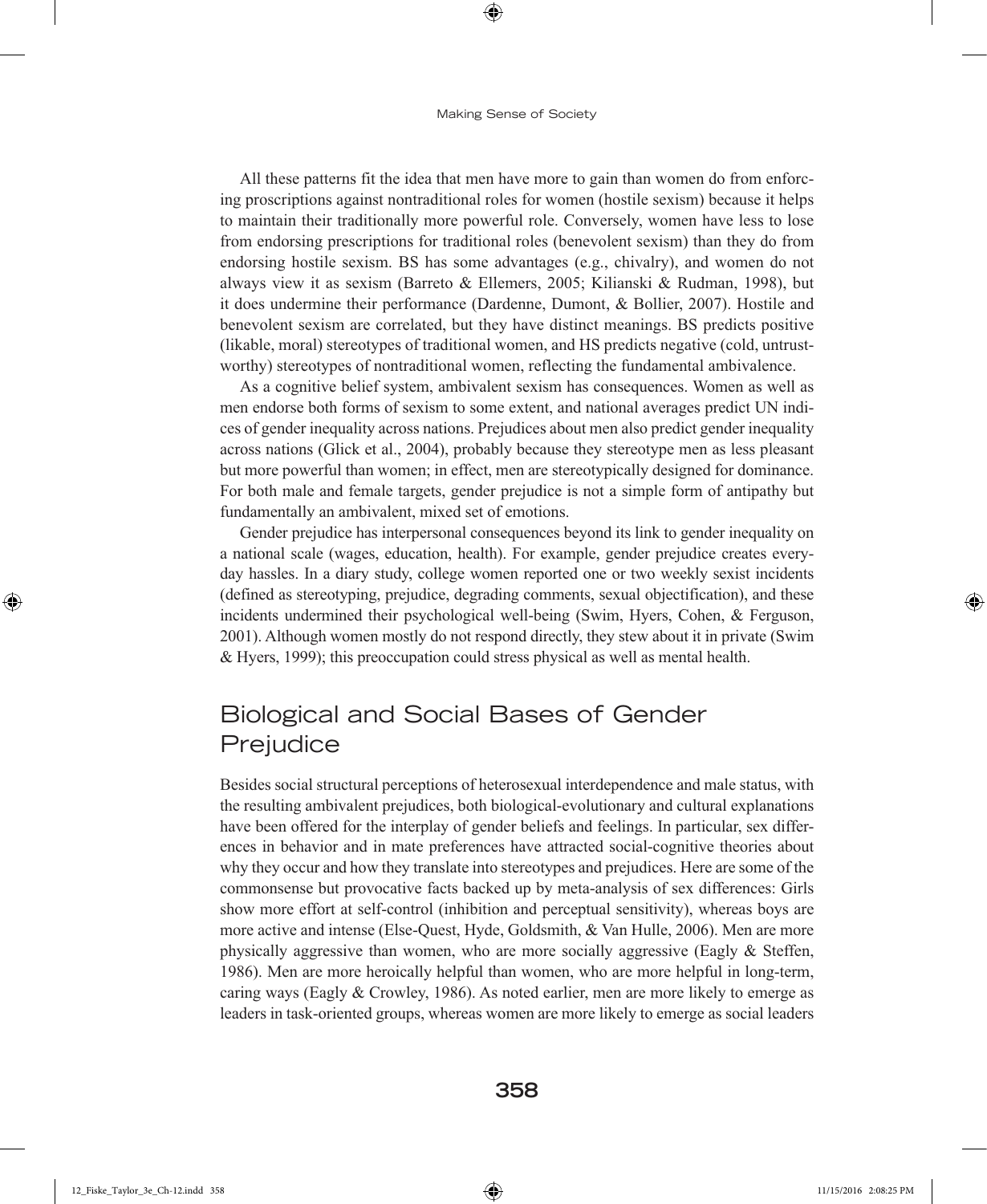All these patterns fit the idea that men have more to gain than women do from enforcing proscriptions against nontraditional roles for women (hostile sexism) because it helps to maintain their traditionally more powerful role. Conversely, women have less to lose from endorsing prescriptions for traditional roles (benevolent sexism) than they do from endorsing hostile sexism. BS has some advantages (e.g., chivalry), and women do not always view it as sexism (Barreto & Ellemers, 2005; Kilianski & Rudman, 1998), but it does undermine their performance (Dardenne, Dumont, & Bollier, 2007). Hostile and benevolent sexism are correlated, but they have distinct meanings. BS predicts positive (likable, moral) stereotypes of traditional women, and HS predicts negative (cold, untrustworthy) stereotypes of nontraditional women, reflecting the fundamental ambivalence.

As a cognitive belief system, ambivalent sexism has consequences. Women as well as men endorse both forms of sexism to some extent, and national averages predict UN indices of gender inequality across nations. Prejudices about men also predict gender inequality across nations (Glick et al., 2004), probably because they stereotype men as less pleasant but more powerful than women; in effect, men are stereotypically designed for dominance. For both male and female targets, gender prejudice is not a simple form of antipathy but fundamentally an ambivalent, mixed set of emotions.

Gender prejudice has interpersonal consequences beyond its link to gender inequality on a national scale (wages, education, health). For example, gender prejudice creates everyday hassles. In a diary study, college women reported one or two weekly sexist incidents (defined as stereotyping, prejudice, degrading comments, sexual objectification), and these incidents undermined their psychological well-being (Swim, Hyers, Cohen, & Ferguson, 2001). Although women mostly do not respond directly, they stew about it in private (Swim & Hyers, 1999); this preoccupation could stress physical as well as mental health.

## Biological and Social Bases of Gender Prejudice

Besides social structural perceptions of heterosexual interdependence and male status, with the resulting ambivalent prejudices, both biological-evolutionary and cultural explanations have been offered for the interplay of gender beliefs and feelings. In particular, sex differences in behavior and in mate preferences have attracted social-cognitive theories about why they occur and how they translate into stereotypes and prejudices. Here are some of the commonsense but provocative facts backed up by meta-analysis of sex differences: Girls show more effort at self-control (inhibition and perceptual sensitivity), whereas boys are more active and intense (Else-Quest, Hyde, Goldsmith, & Van Hulle, 2006). Men are more physically aggressive than women, who are more socially aggressive (Eagly & Steffen, 1986). Men are more heroically helpful than women, who are more helpful in long-term, caring ways (Eagly & Crowley, 1986). As noted earlier, men are more likely to emerge as leaders in task-oriented groups, whereas women are more likely to emerge as social leaders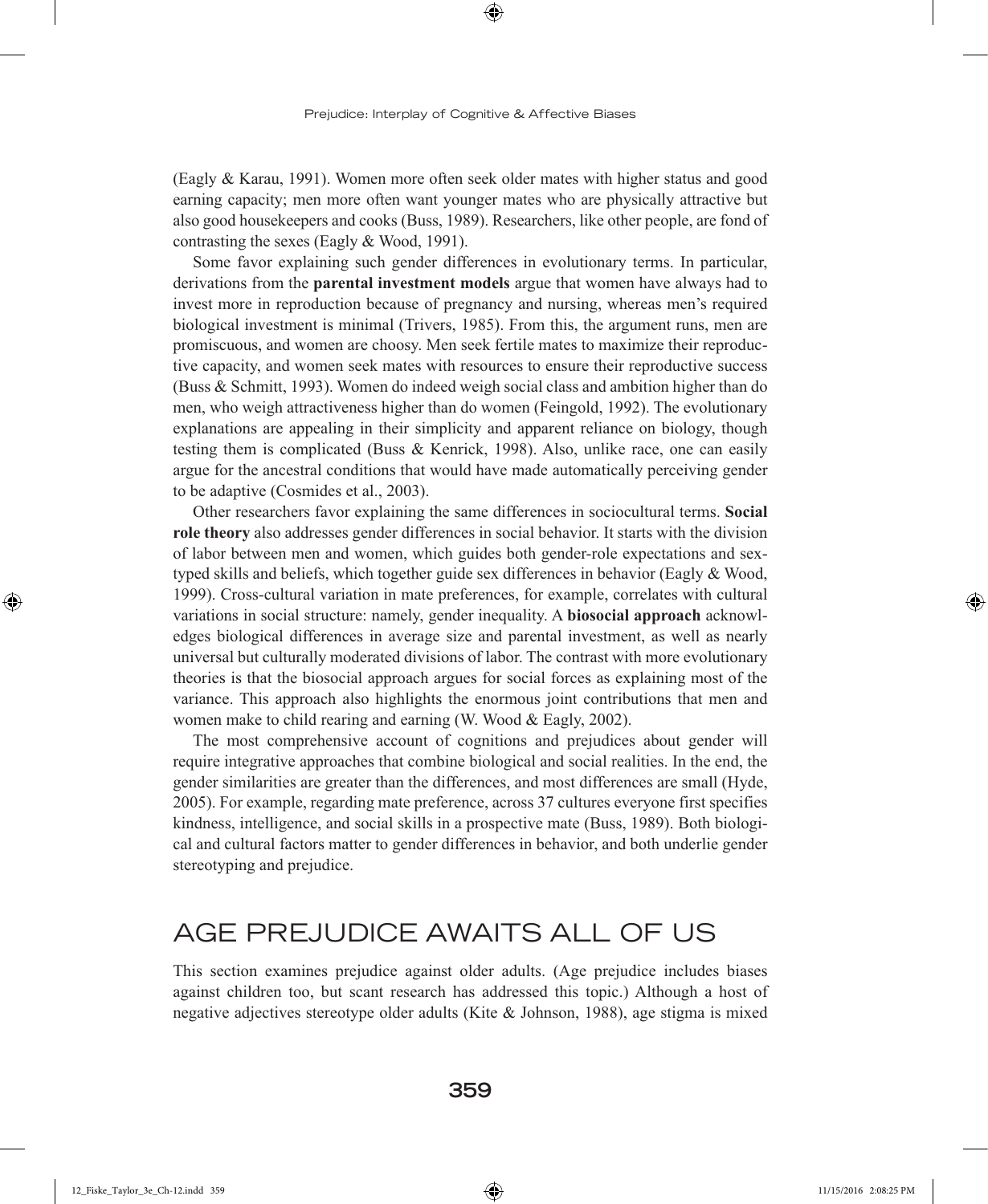(Eagly & Karau, 1991). Women more often seek older mates with higher status and good earning capacity; men more often want younger mates who are physically attractive but also good housekeepers and cooks (Buss, 1989). Researchers, like other people, are fond of contrasting the sexes (Eagly & Wood, 1991).

Some favor explaining such gender differences in evolutionary terms. In particular, derivations from the **parental investment models** argue that women have always had to invest more in reproduction because of pregnancy and nursing, whereas men's required biological investment is minimal (Trivers, 1985). From this, the argument runs, men are promiscuous, and women are choosy. Men seek fertile mates to maximize their reproductive capacity, and women seek mates with resources to ensure their reproductive success (Buss & Schmitt, 1993). Women do indeed weigh social class and ambition higher than do men, who weigh attractiveness higher than do women (Feingold, 1992). The evolutionary explanations are appealing in their simplicity and apparent reliance on biology, though testing them is complicated (Buss & Kenrick, 1998). Also, unlike race, one can easily argue for the ancestral conditions that would have made automatically perceiving gender to be adaptive (Cosmides et al., 2003).

Other researchers favor explaining the same differences in sociocultural terms. **Social role theory** also addresses gender differences in social behavior. It starts with the division of labor between men and women, which guides both gender-role expectations and sex-typed skills and beliefs, which together guide sex differences in behavior (Eagly & Wood, 1999). Cross-cultural variation in mate preferences, for example, correlates with cultural variations in social structure: namely, gender inequality. A **biosocial approach** acknowledges biological differences in average size and parental investment, as well as nearly universal but culturally moderated divisions of labor. The contrast with more evolutionary theories is that the biosocial approach argues for social forces as explaining most of the variance. This approach also highlights the enormous joint contributions that men and women make to child rearing and earning (W. Wood & Eagly, 2002).

The most comprehensive account of cognitions and prejudices about gender will require integrative approaches that combine biological and social realities. In the end, the gender similarities are greater than the differences, and most differences are small (Hyde, 2005). For example, regarding mate preference, across 37 cultures everyone first specifies kindness, intelligence, and social skills in a prospective mate (Buss, 1989). Both biological and cultural factors matter to gender differences in behavior, and both underlie gender stereotyping and prejudice.

## AGE PREJUDICE AWAITS ALL OF US

This section examines prejudice against older adults. (Age prejudice includes biases against children too, but scant research has addressed this topic.) Although a host of negative adjectives stereotype older adults (Kite & Johnson, 1988), age stigma is mixed